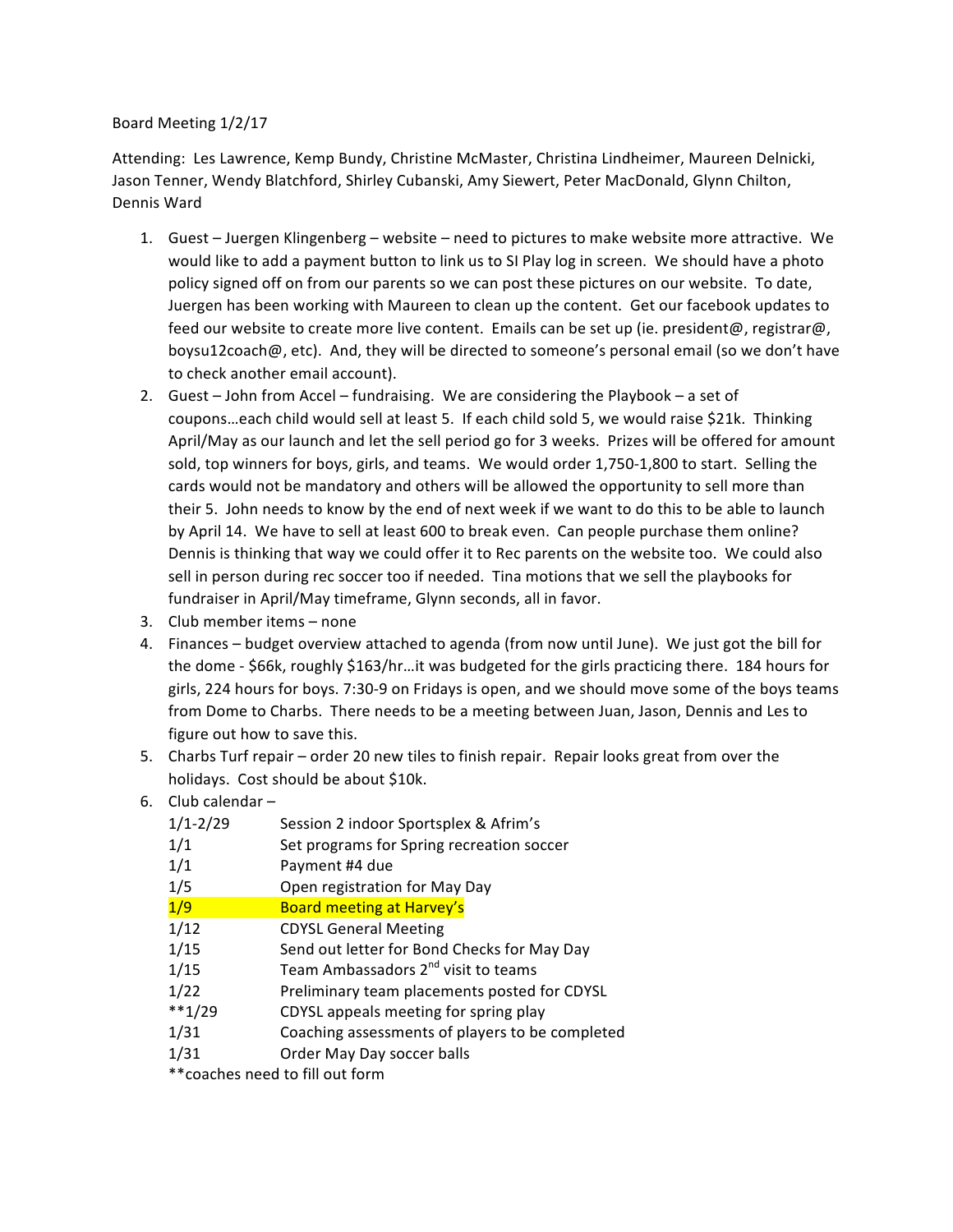Board Meeting 1/2/17

Attending: Les Lawrence, Kemp Bundy, Christine McMaster, Christina Lindheimer, Maureen Delnicki, Jason Tenner, Wendy Blatchford, Shirley Cubanski, Amy Siewert, Peter MacDonald, Glynn Chilton, Dennis Ward

1. Guest – Juergen Klingenberg – website – need to pictures to make website more attractive. We would like to add a payment button to link us to SI Play log in screen. We should have a photo policy signed off on from our parents so we can post these pictures on our website. To date, Juergen has been working with Maureen to clean up the content. Get our facebook updates to feed our website to create more live content. Emails can be set up (ie. president@, registrar@, boysu12coach@, etc). And, they will be directed to someone's personal email (so we don't have to check another email account).
2. Guest – John from Accel – fundraising. We are considering the Playbook – a set of coupons…each child would sell at least 5. If each child sold 5, we would raise $21k. Thinking April/May as our launch and let the sell period go for 3 weeks. Prizes will be offered for amount sold, top winners for boys, girls, and teams. We would order 1,750-1,800 to start. Selling the cards would not be mandatory and others will be allowed the opportunity to sell more than their 5. John needs to know by the end of next week if we want to do this to be able to launch by April 14. We have to sell at least 600 to break even. Can people purchase them online? Dennis is thinking that way we could offer it to Rec parents on the website too. We could also sell in person during rec soccer too if needed. Tina motions that we sell the playbooks for fundraiser in April/May timeframe, Glynn seconds, all in favor.
3. Club member items – none
4. Finances – budget overview attached to agenda (from now until June). We just got the bill for the dome - $66k, roughly $163/hr…it was budgeted for the girls practicing there. 184 hours for girls, 224 hours for boys. 7:30-9 on Fridays is open, and we should move some of the boys teams from Dome to Charbs. There needs to be a meeting between Juan, Jason, Dennis and Les to figure out how to save this.
5. Charbs Turf repair – order 20 new tiles to finish repair. Repair looks great from over the holidays. Cost should be about $10k.
6. Club calendar –

| | |
|---|---|
| 1/1-2/29 | Session 2 indoor Sportsplex & Afrim's |
| 1/1 | Set programs for Spring recreation soccer |
| 1/1 | Payment #4 due |
| 1/5 | Open registration for May Day |
| 1/9 | Board meeting at Harvey's |
| 1/12 | CDYSL General Meeting |
| 1/15 | Send out letter for Bond Checks for May Day |
| 1/15 | Team Ambassadors 2nd visit to teams |
| 1/22 | Preliminary team placements posted for CDYSL |
| **1/29 | CDYSL appeals meeting for spring play |
| 1/31 | Coaching assessments of players to be completed |
| 1/31 | Order May Day soccer balls |

**coaches need to fill out form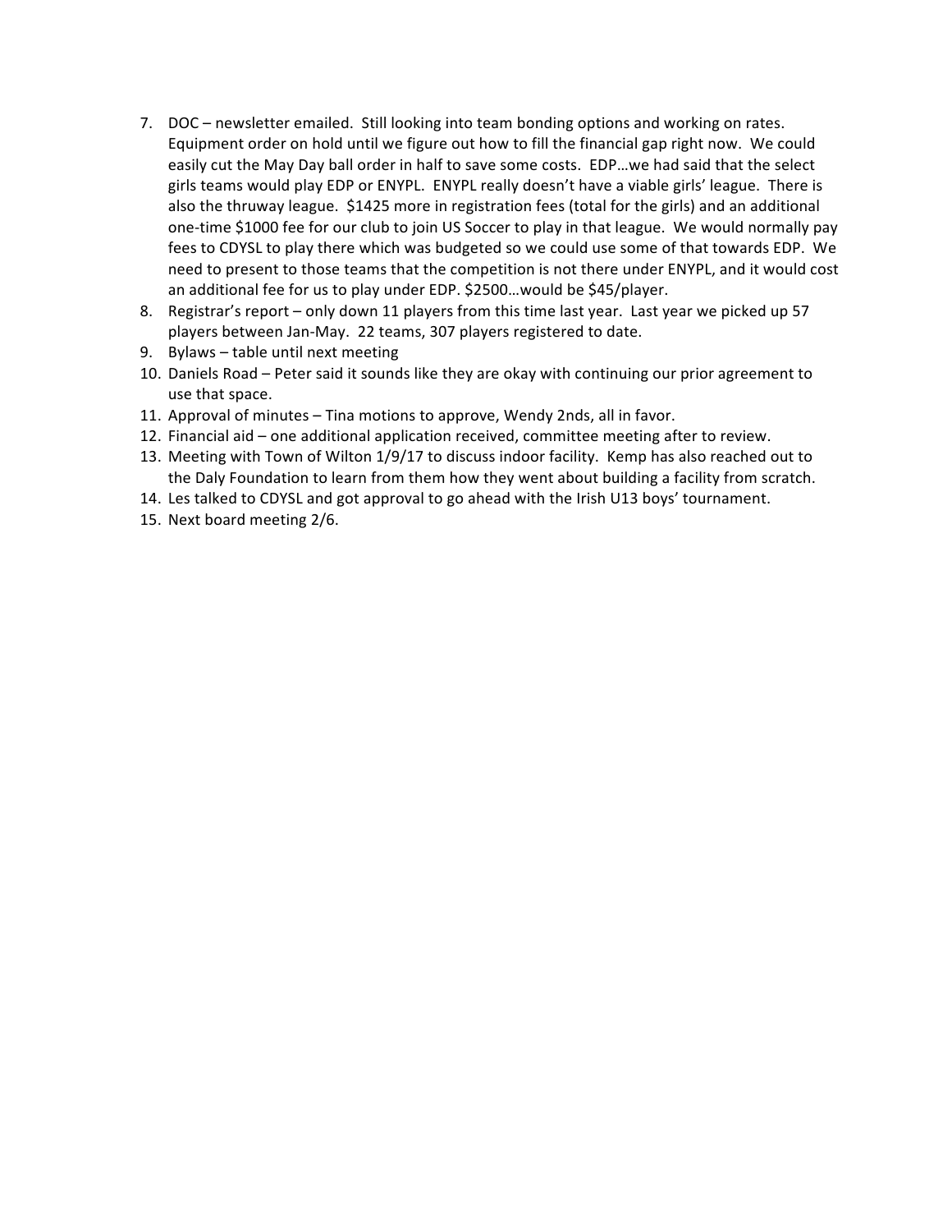7. DOC – newsletter emailed. Still looking into team bonding options and working on rates. Equipment order on hold until we figure out how to fill the financial gap right now. We could easily cut the May Day ball order in half to save some costs. EDP…we had said that the select girls teams would play EDP or ENYPL. ENYPL really doesn't have a viable girls' league. There is also the thruway league. $1425 more in registration fees (total for the girls) and an additional one-time $1000 fee for our club to join US Soccer to play in that league. We would normally pay fees to CDYSL to play there which was budgeted so we could use some of that towards EDP. We need to present to those teams that the competition is not there under ENYPL, and it would cost an additional fee for us to play under EDP. $2500…would be $45/player.
8. Registrar's report – only down 11 players from this time last year. Last year we picked up 57 players between Jan-May. 22 teams, 307 players registered to date.
9. Bylaws – table until next meeting
10. Daniels Road – Peter said it sounds like they are okay with continuing our prior agreement to use that space.
11. Approval of minutes – Tina motions to approve, Wendy 2nds, all in favor.
12. Financial aid – one additional application received, committee meeting after to review.
13. Meeting with Town of Wilton 1/9/17 to discuss indoor facility. Kemp has also reached out to the Daly Foundation to learn from them how they went about building a facility from scratch.
14. Les talked to CDYSL and got approval to go ahead with the Irish U13 boys' tournament.
15. Next board meeting 2/6.